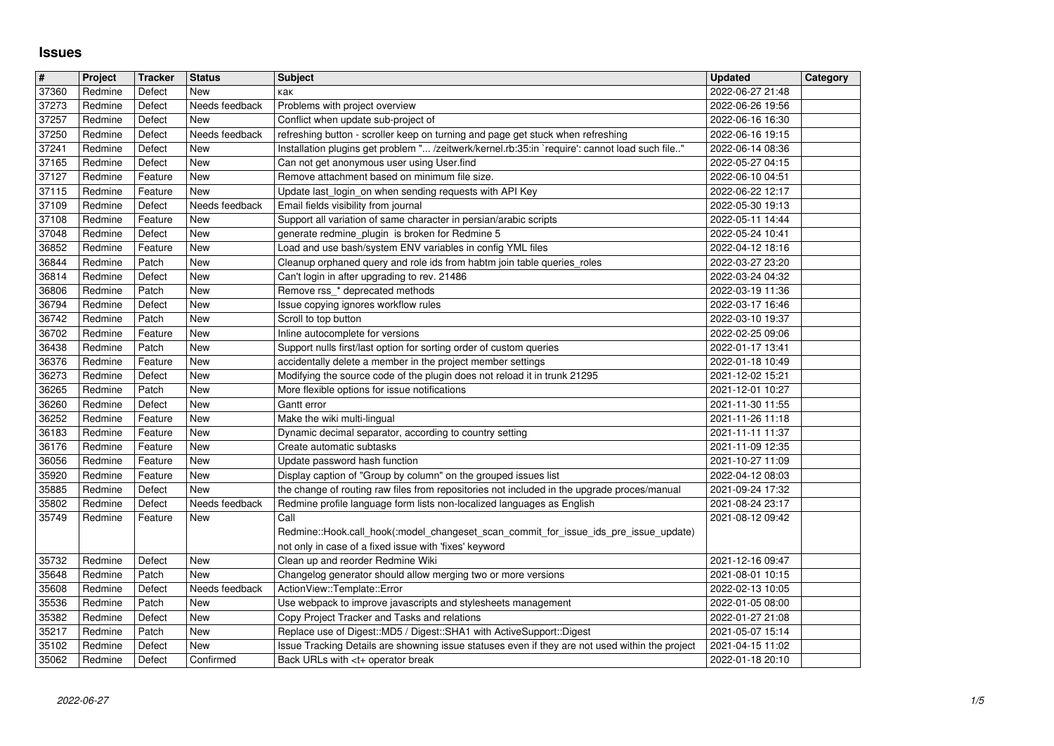# Issues

| # | Project | Tracker | Status | Subject | Updated | Category |
|---|---|---|---|---|---|---|
| 37360 | Redmine | Defect | New | как | 2022-06-27 21:48 | |
| 37273 | Redmine | Defect | Needs feedback | Problems with project overview | 2022-06-26 19:56 | |
| 37257 | Redmine | Defect | New | Conflict when update sub-project of | 2022-06-16 16:30 | |
| 37250 | Redmine | Defect | Needs feedback | refreshing button - scroller keep on turning and page get stuck when refreshing | 2022-06-16 19:15 | |
| 37241 | Redmine | Defect | New | Installation plugins get problem "... /zeitwerk/kernel.rb:35:in `require': cannot load such file.." | 2022-06-14 08:36 | |
| 37165 | Redmine | Defect | New | Can not get anonymous user using User.find | 2022-05-27 04:15 | |
| 37127 | Redmine | Feature | New | Remove attachment based on minimum file size. | 2022-06-10 04:51 | |
| 37115 | Redmine | Feature | New | Update last_login_on when sending requests with API Key | 2022-06-22 12:17 | |
| 37109 | Redmine | Defect | Needs feedback | Email fields visibility from journal | 2022-05-30 19:13 | |
| 37108 | Redmine | Feature | New | Support all variation of same character in persian/arabic scripts | 2022-05-11 14:44 | |
| 37048 | Redmine | Defect | New | generate redmine_plugin is broken for Redmine 5 | 2022-05-24 10:41 | |
| 36852 | Redmine | Feature | New | Load and use bash/system ENV variables in config YML files | 2022-04-12 18:16 | |
| 36844 | Redmine | Patch | New | Cleanup orphaned query and role ids from habtm join table queries_roles | 2022-03-27 23:20 | |
| 36814 | Redmine | Defect | New | Can't login in after upgrading to rev. 21486 | 2022-03-24 04:32 | |
| 36806 | Redmine | Patch | New | Remove rss_* deprecated methods | 2022-03-19 11:36 | |
| 36794 | Redmine | Defect | New | Issue copying ignores workflow rules | 2022-03-17 16:46 | |
| 36742 | Redmine | Patch | New | Scroll to top button | 2022-03-10 19:37 | |
| 36702 | Redmine | Feature | New | Inline autocomplete for versions | 2022-02-25 09:06 | |
| 36438 | Redmine | Patch | New | Support nulls first/last option for sorting order of custom queries | 2022-01-17 13:41 | |
| 36376 | Redmine | Feature | New | accidentally delete a member in the project member settings | 2022-01-18 10:49 | |
| 36273 | Redmine | Defect | New | Modifying the source code of the plugin does not reload it in trunk 21295 | 2021-12-02 15:21 | |
| 36265 | Redmine | Patch | New | More flexible options for issue notifications | 2021-12-01 10:27 | |
| 36260 | Redmine | Defect | New | Gantt error | 2021-11-30 11:55 | |
| 36252 | Redmine | Feature | New | Make the wiki multi-lingual | 2021-11-26 11:18 | |
| 36183 | Redmine | Feature | New | Dynamic decimal separator, according to country setting | 2021-11-11 11:37 | |
| 36176 | Redmine | Feature | New | Create automatic subtasks | 2021-11-09 12:35 | |
| 36056 | Redmine | Feature | New | Update password hash function | 2021-10-27 11:09 | |
| 35920 | Redmine | Feature | New | Display caption of "Group by column" on the grouped issues list | 2022-04-12 08:03 | |
| 35885 | Redmine | Defect | New | the change of routing raw files from repositories not included in the upgrade proces/manual | 2021-09-24 17:32 | |
| 35802 | Redmine | Defect | Needs feedback | Redmine profile language form lists non-localized languages as English | 2021-08-24 23:17 | |
| 35749 | Redmine | Feature | New | Call Redmine::Hook.call_hook(:model_changeset_scan_commit_for_issue_ids_pre_issue_update) not only in case of a fixed issue with 'fixes' keyword | 2021-08-12 09:42 | |
| 35732 | Redmine | Defect | New | Clean up and reorder Redmine Wiki | 2021-12-16 09:47 | |
| 35648 | Redmine | Patch | New | Changelog generator should allow merging two or more versions | 2021-08-01 10:15 | |
| 35608 | Redmine | Defect | Needs feedback | ActionView::Template::Error | 2022-02-13 10:05 | |
| 35536 | Redmine | Patch | New | Use webpack to improve javascripts and stylesheets management | 2022-01-05 08:00 | |
| 35382 | Redmine | Defect | New | Copy Project Tracker and Tasks and relations | 2022-01-27 21:08 | |
| 35217 | Redmine | Patch | New | Replace use of Digest::MD5 / Digest::SHA1 with ActiveSupport::Digest | 2021-05-07 15:14 | |
| 35102 | Redmine | Defect | New | Issue Tracking Details are showning issue statuses even if they are not used within the project | 2021-04-15 11:02 | |
| 35062 | Redmine | Defect | Confirmed | Back URLs with <t+ operator break | 2022-01-18 20:10 | |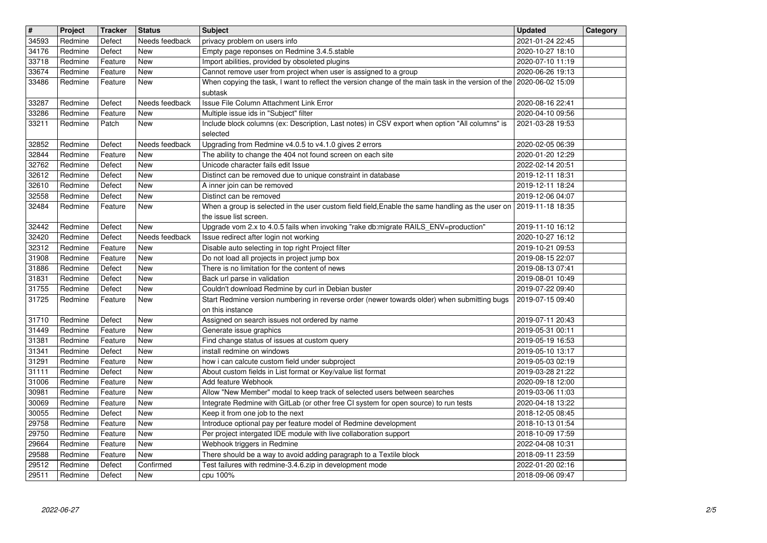| # | Project | Tracker | Status | Subject | Updated | Category |
|---|---|---|---|---|---|---|
| 34593 | Redmine | Defect | Needs feedback | privacy problem on users info | 2021-01-24 22:45 | |
| 34176 | Redmine | Defect | New | Empty page reponses on Redmine 3.4.5.stable | 2020-10-27 18:10 | |
| 33718 | Redmine | Feature | New | Import abilities, provided by obsoleted plugins | 2020-07-10 11:19 | |
| 33674 | Redmine | Feature | New | Cannot remove user from project when user is assigned to a group | 2020-06-26 19:13 | |
| 33486 | Redmine | Feature | New | When copying the task, I want to reflect the version change of the main task in the version of the subtask | 2020-06-02 15:09 | |
| 33287 | Redmine | Defect | Needs feedback | Issue File Column Attachment Link Error | 2020-08-16 22:41 | |
| 33286 | Redmine | Feature | New | Multiple issue ids in "Subject" filter | 2020-04-10 09:56 | |
| 33211 | Redmine | Patch | New | Include block columns (ex: Description, Last notes) in CSV export when option "All columns" is selected | 2021-03-28 19:53 | |
| 32852 | Redmine | Defect | Needs feedback | Upgrading from Redmine v4.0.5 to v4.1.0 gives 2 errors | 2020-02-05 06:39 | |
| 32844 | Redmine | Feature | New | The ability to change the 404 not found screen on each site | 2020-01-20 12:29 | |
| 32762 | Redmine | Defect | New | Unicode character fails edit Issue | 2022-02-14 20:51 | |
| 32612 | Redmine | Defect | New | Distinct can be removed due to unique constraint in database | 2019-12-11 18:31 | |
| 32610 | Redmine | Defect | New | A inner join can be removed | 2019-12-11 18:24 | |
| 32558 | Redmine | Defect | New | Distinct can be removed | 2019-12-06 04:07 | |
| 32484 | Redmine | Feature | New | When a group is selected in the user custom field field,Enable the same handling as the user on the issue list screen. | 2019-11-18 18:35 | |
| 32442 | Redmine | Defect | New | Upgrade vom 2.x to 4.0.5 fails when invoking "rake db:migrate RAILS_ENV=production" | 2019-11-10 16:12 | |
| 32420 | Redmine | Defect | Needs feedback | Issue redirect after login not working | 2020-10-27 16:12 | |
| 32312 | Redmine | Feature | New | Disable auto selecting in top right Project filter | 2019-10-21 09:53 | |
| 31908 | Redmine | Feature | New | Do not load all projects in project jump box | 2019-08-15 22:07 | |
| 31886 | Redmine | Defect | New | There is no limitation for the content of news | 2019-08-13 07:41 | |
| 31831 | Redmine | Defect | New | Back url parse in validation | 2019-08-01 10:49 | |
| 31755 | Redmine | Defect | New | Couldn't download Redmine by curl in Debian buster | 2019-07-22 09:40 | |
| 31725 | Redmine | Feature | New | Start Redmine version numbering in reverse order (newer towards older) when submitting bugs on this instance | 2019-07-15 09:40 | |
| 31710 | Redmine | Defect | New | Assigned on search issues not ordered by name | 2019-07-11 20:43 | |
| 31449 | Redmine | Feature | New | Generate issue graphics | 2019-05-31 00:11 | |
| 31381 | Redmine | Feature | New | Find change status of issues at custom query | 2019-05-19 16:53 | |
| 31341 | Redmine | Defect | New | install redmine on windows | 2019-05-10 13:17 | |
| 31291 | Redmine | Feature | New | how i can calcute custom field under subproject | 2019-05-03 02:19 | |
| 31111 | Redmine | Defect | New | About custom fields in List format or Key/value list format | 2019-03-28 21:22 | |
| 31006 | Redmine | Feature | New | Add feature Webhook | 2020-09-18 12:00 | |
| 30981 | Redmine | Feature | New | Allow "New Member" modal to keep track of selected users between searches | 2019-03-06 11:03 | |
| 30069 | Redmine | Feature | New | Integrate Redmine with GitLab (or other free CI system for open source) to run tests | 2020-04-18 13:22 | |
| 30055 | Redmine | Defect | New | Keep it from one job to the next | 2018-12-05 08:45 | |
| 29758 | Redmine | Feature | New | Introduce optional pay per feature model of Redmine development | 2018-10-13 01:54 | |
| 29750 | Redmine | Feature | New | Per project intergated IDE module with live collaboration support | 2018-10-09 17:59 | |
| 29664 | Redmine | Feature | New | Webhook triggers in Redmine | 2022-04-08 10:31 | |
| 29588 | Redmine | Feature | New | There should be a way to avoid adding paragraph to a Textile block | 2018-09-11 23:59 | |
| 29512 | Redmine | Defect | Confirmed | Test failures with redmine-3.4.6.zip in development mode | 2022-01-20 02:16 | |
| 29511 | Redmine | Defect | New | cpu 100% | 2018-09-06 09:47 | |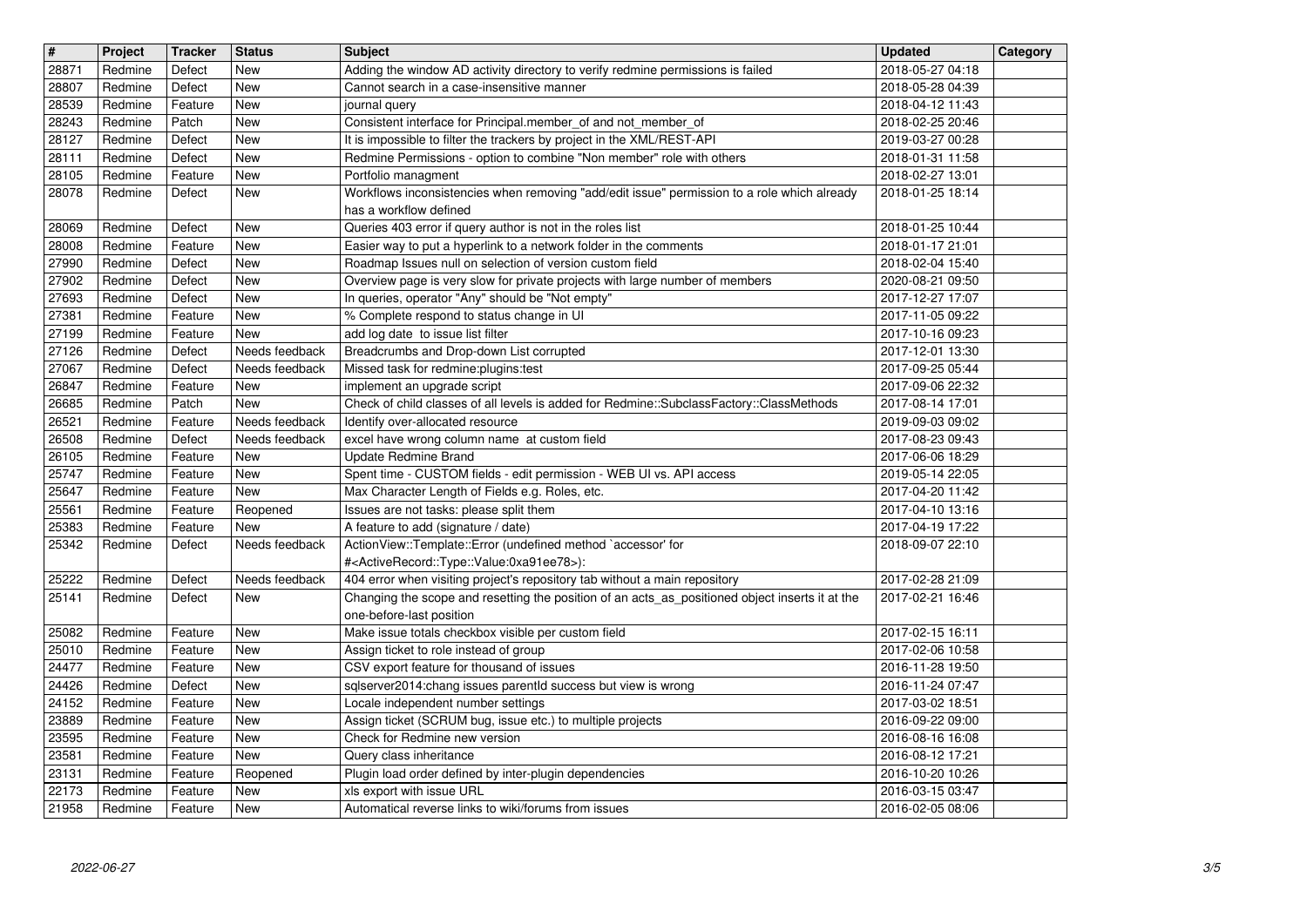| # | Project | Tracker | Status | Subject | Updated | Category |
|---|---|---|---|---|---|---|
| 28871 | Redmine | Defect | New | Adding the window AD activity directory to verify redmine permissions is failed | 2018-05-27 04:18 | |
| 28807 | Redmine | Defect | New | Cannot search in a case-insensitive manner | 2018-05-28 04:39 | |
| 28539 | Redmine | Feature | New | journal query | 2018-04-12 11:43 | |
| 28243 | Redmine | Patch | New | Consistent interface for Principal.member_of and not_member_of | 2018-02-25 20:46 | |
| 28127 | Redmine | Defect | New | It is impossible to filter the trackers by project in the XML/REST-API | 2019-03-27 00:28 | |
| 28111 | Redmine | Defect | New | Redmine Permissions - option to combine "Non member" role with others | 2018-01-31 11:58 | |
| 28105 | Redmine | Feature | New | Portfolio managment | 2018-02-27 13:01 | |
| 28078 | Redmine | Defect | New | Workflows inconsistencies when removing "add/edit issue" permission to a role which already has a workflow defined | 2018-01-25 18:14 | |
| 28069 | Redmine | Defect | New | Queries 403 error if query author is not in the roles list | 2018-01-25 10:44 | |
| 28008 | Redmine | Feature | New | Easier way to put a hyperlink to a network folder in the comments | 2018-01-17 21:01 | |
| 27990 | Redmine | Defect | New | Roadmap Issues null on selection of version custom field | 2018-02-04 15:40 | |
| 27902 | Redmine | Defect | New | Overview page is very slow for private projects with large number of members | 2020-08-21 09:50 | |
| 27693 | Redmine | Defect | New | In queries, operator "Any" should be "Not empty" | 2017-12-27 17:07 | |
| 27381 | Redmine | Feature | New | % Complete respond to status change in UI | 2017-11-05 09:22 | |
| 27199 | Redmine | Feature | New | add log date to issue list filter | 2017-10-16 09:23 | |
| 27126 | Redmine | Defect | Needs feedback | Breadcrumbs and Drop-down List corrupted | 2017-12-01 13:30 | |
| 27067 | Redmine | Defect | Needs feedback | Missed task for redmine:plugins:test | 2017-09-25 05:44 | |
| 26847 | Redmine | Feature | New | implement an upgrade script | 2017-09-06 22:32 | |
| 26685 | Redmine | Patch | New | Check of child classes of all levels is added for Redmine::SubclassFactory::ClassMethods | 2017-08-14 17:01 | |
| 26521 | Redmine | Feature | Needs feedback | Identify over-allocated resource | 2019-09-03 09:02 | |
| 26508 | Redmine | Defect | Needs feedback | excel have wrong column name at custom field | 2017-08-23 09:43 | |
| 26105 | Redmine | Feature | New | Update Redmine Brand | 2017-06-06 18:29 | |
| 25747 | Redmine | Feature | New | Spent time - CUSTOM fields - edit permission - WEB UI vs. API access | 2019-05-14 22:05 | |
| 25647 | Redmine | Feature | New | Max Character Length of Fields e.g. Roles, etc. | 2017-04-20 11:42 | |
| 25561 | Redmine | Feature | Reopened | Issues are not tasks: please split them | 2017-04-10 13:16 | |
| 25383 | Redmine | Feature | New | A feature to add (signature / date) | 2017-04-19 17:22 | |
| 25342 | Redmine | Defect | Needs feedback | ActionView::Template::Error (undefined method `accessor' for #<ActiveRecord::Type::Value:0xa91ee78>): | 2018-09-07 22:10 | |
| 25222 | Redmine | Defect | Needs feedback | 404 error when visiting project's repository tab without a main repository | 2017-02-28 21:09 | |
| 25141 | Redmine | Defect | New | Changing the scope and resetting the position of an acts_as_positioned object inserts it at the one-before-last position | 2017-02-21 16:46 | |
| 25082 | Redmine | Feature | New | Make issue totals checkbox visible per custom field | 2017-02-15 16:11 | |
| 25010 | Redmine | Feature | New | Assign ticket to role instead of group | 2017-02-06 10:58 | |
| 24477 | Redmine | Feature | New | CSV export feature for thousand of issues | 2016-11-28 19:50 | |
| 24426 | Redmine | Defect | New | sqlserver2014:chang issues parentId success but view is wrong | 2016-11-24 07:47 | |
| 24152 | Redmine | Feature | New | Locale independent number settings | 2017-03-02 18:51 | |
| 23889 | Redmine | Feature | New | Assign ticket (SCRUM bug, issue etc.) to multiple projects | 2016-09-22 09:00 | |
| 23595 | Redmine | Feature | New | Check for Redmine new version | 2016-08-16 16:08 | |
| 23581 | Redmine | Feature | New | Query class inheritance | 2016-08-12 17:21 | |
| 23131 | Redmine | Feature | Reopened | Plugin load order defined by inter-plugin dependencies | 2016-10-20 10:26 | |
| 22173 | Redmine | Feature | New | xls export with issue URL | 2016-03-15 03:47 | |
| 21958 | Redmine | Feature | New | Automatical reverse links to wiki/forums from issues | 2016-02-05 08:06 | |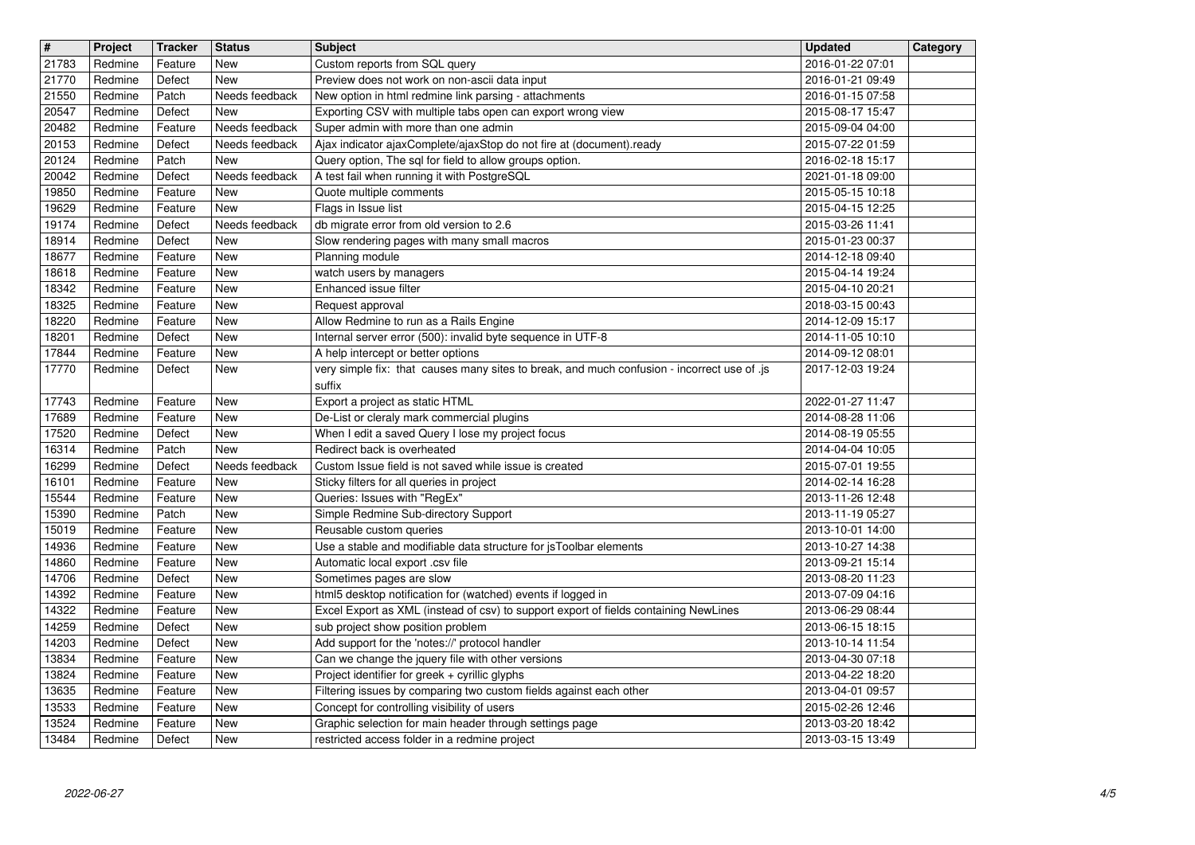| # | Project | Tracker | Status | Subject | Updated | Category |
| --- | --- | --- | --- | --- | --- | --- |
| 21783 | Redmine | Feature | New | Custom reports from SQL query | 2016-01-22 07:01 | |
| 21770 | Redmine | Defect | New | Preview does not work on non-ascii data input | 2016-01-21 09:49 | |
| 21550 | Redmine | Patch | Needs feedback | New option in html redmine link parsing - attachments | 2016-01-15 07:58 | |
| 20547 | Redmine | Defect | New | Exporting CSV with multiple tabs open can export wrong view | 2015-08-17 15:47 | |
| 20482 | Redmine | Feature | Needs feedback | Super admin with more than one admin | 2015-09-04 04:00 | |
| 20153 | Redmine | Defect | Needs feedback | Ajax indicator ajaxComplete/ajaxStop do not fire at (document).ready | 2015-07-22 01:59 | |
| 20124 | Redmine | Patch | New | Query option, The sql for field to allow groups option. | 2016-02-18 15:17 | |
| 20042 | Redmine | Defect | Needs feedback | A test fail when running it with PostgreSQL | 2021-01-18 09:00 | |
| 19850 | Redmine | Feature | New | Quote multiple comments | 2015-05-15 10:18 | |
| 19629 | Redmine | Feature | New | Flags in Issue list | 2015-04-15 12:25 | |
| 19174 | Redmine | Defect | Needs feedback | db migrate error from old version to 2.6 | 2015-03-26 11:41 | |
| 18914 | Redmine | Defect | New | Slow rendering pages with many small macros | 2015-01-23 00:37 | |
| 18677 | Redmine | Feature | New | Planning module | 2014-12-18 09:40 | |
| 18618 | Redmine | Feature | New | watch users by managers | 2015-04-14 19:24 | |
| 18342 | Redmine | Feature | New | Enhanced issue filter | 2015-04-10 20:21 | |
| 18325 | Redmine | Feature | New | Request approval | 2018-03-15 00:43 | |
| 18220 | Redmine | Feature | New | Allow Redmine to run as a Rails Engine | 2014-12-09 15:17 | |
| 18201 | Redmine | Defect | New | Internal server error (500): invalid byte sequence in UTF-8 | 2014-11-05 10:10 | |
| 17844 | Redmine | Feature | New | A help intercept or better options | 2014-09-12 08:01 | |
| 17770 | Redmine | Defect | New | very simple fix: that causes many sites to break, and much confusion - incorrect use of .js suffix | 2017-12-03 19:24 | |
| 17743 | Redmine | Feature | New | Export a project as static HTML | 2022-01-27 11:47 | |
| 17689 | Redmine | Feature | New | De-List or cleraly mark commercial plugins | 2014-08-28 11:06 | |
| 17520 | Redmine | Defect | New | When I edit a saved Query I lose my project focus | 2014-08-19 05:55 | |
| 16314 | Redmine | Patch | New | Redirect back is overheated | 2014-04-04 10:05 | |
| 16299 | Redmine | Defect | Needs feedback | Custom Issue field is not saved while issue is created | 2015-07-01 19:55 | |
| 16101 | Redmine | Feature | New | Sticky filters for all queries in project | 2014-02-14 16:28 | |
| 15544 | Redmine | Feature | New | Queries: Issues with "RegEx" | 2013-11-26 12:48 | |
| 15390 | Redmine | Patch | New | Simple Redmine Sub-directory Support | 2013-11-19 05:27 | |
| 15019 | Redmine | Feature | New | Reusable custom queries | 2013-10-01 14:00 | |
| 14936 | Redmine | Feature | New | Use a stable and modifiable data structure for jsToolbar elements | 2013-10-27 14:38 | |
| 14860 | Redmine | Feature | New | Automatic local export .csv file | 2013-09-21 15:14 | |
| 14706 | Redmine | Defect | New | Sometimes pages are slow | 2013-08-20 11:23 | |
| 14392 | Redmine | Feature | New | html5 desktop notification for (watched) events if logged in | 2013-07-09 04:16 | |
| 14322 | Redmine | Feature | New | Excel Export as XML (instead of csv) to support export of fields containing NewLines | 2013-06-29 08:44 | |
| 14259 | Redmine | Defect | New | sub project show position problem | 2013-06-15 18:15 | |
| 14203 | Redmine | Defect | New | Add support for the 'notes://' protocol handler | 2013-10-14 11:54 | |
| 13834 | Redmine | Feature | New | Can we change the jquery file with other versions | 2013-04-30 07:18 | |
| 13824 | Redmine | Feature | New | Project identifier for greek + cyrillic glyphs | 2013-04-22 18:20 | |
| 13635 | Redmine | Feature | New | Filtering issues by comparing two custom fields against each other | 2013-04-01 09:57 | |
| 13533 | Redmine | Feature | New | Concept for controlling visibility of users | 2015-02-26 12:46 | |
| 13524 | Redmine | Feature | New | Graphic selection for main header through settings page | 2013-03-20 18:42 | |
| 13484 | Redmine | Defect | New | restricted access folder in a redmine project | 2013-03-15 13:49 | |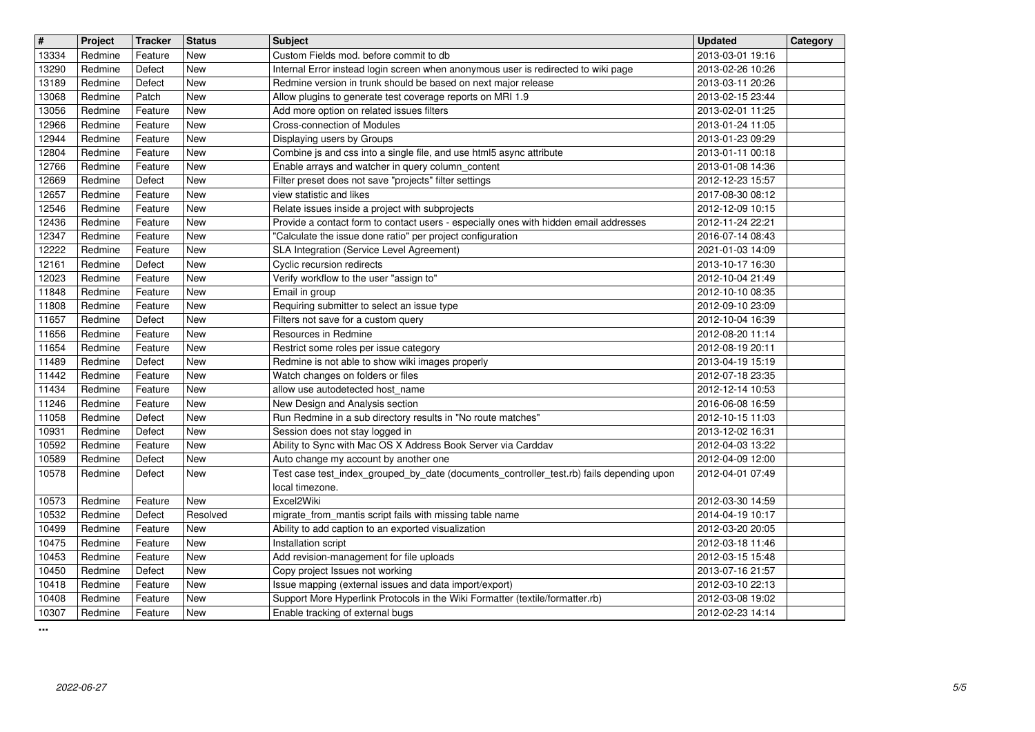| # | Project | Tracker | Status | Subject | Updated | Category |
|---|---|---|---|---|---|---|
| 13334 | Redmine | Feature | New | Custom Fields mod. before commit to db | 2013-03-01 19:16 | |
| 13290 | Redmine | Defect | New | Internal Error instead login screen when anonymous user is redirected to wiki page | 2013-02-26 10:26 | |
| 13189 | Redmine | Defect | New | Redmine version in trunk should be based on next major release | 2013-03-11 20:26 | |
| 13068 | Redmine | Patch | New | Allow plugins to generate test coverage reports on MRI 1.9 | 2013-02-15 23:44 | |
| 13056 | Redmine | Feature | New | Add more option on related issues filters | 2013-02-01 11:25 | |
| 12966 | Redmine | Feature | New | Cross-connection of Modules | 2013-01-24 11:05 | |
| 12944 | Redmine | Feature | New | Displaying users by Groups | 2013-01-23 09:29 | |
| 12804 | Redmine | Feature | New | Combine js and css into a single file, and use html5 async attribute | 2013-01-11 00:18 | |
| 12766 | Redmine | Feature | New | Enable arrays and watcher in query column_content | 2013-01-08 14:36 | |
| 12669 | Redmine | Defect | New | Filter preset does not save "projects" filter settings | 2012-12-23 15:57 | |
| 12657 | Redmine | Feature | New | view statistic and likes | 2017-08-30 08:12 | |
| 12546 | Redmine | Feature | New | Relate issues inside a project with subprojects | 2012-12-09 10:15 | |
| 12436 | Redmine | Feature | New | Provide a contact form to contact users - especially ones with hidden email addresses | 2012-11-24 22:21 | |
| 12347 | Redmine | Feature | New | "Calculate the issue done ratio" per project configuration | 2016-07-14 08:43 | |
| 12222 | Redmine | Feature | New | SLA Integration (Service Level Agreement) | 2021-01-03 14:09 | |
| 12161 | Redmine | Defect | New | Cyclic recursion redirects | 2013-10-17 16:30 | |
| 12023 | Redmine | Feature | New | Verify workflow to the user "assign to" | 2012-10-04 21:49 | |
| 11848 | Redmine | Feature | New | Email in group | 2012-10-10 08:35 | |
| 11808 | Redmine | Feature | New | Requiring submitter to select an issue type | 2012-09-10 23:09 | |
| 11657 | Redmine | Defect | New | Filters not save for a custom query | 2012-10-04 16:39 | |
| 11656 | Redmine | Feature | New | Resources in Redmine | 2012-08-20 11:14 | |
| 11654 | Redmine | Feature | New | Restrict some roles per issue category | 2012-08-19 20:11 | |
| 11489 | Redmine | Defect | New | Redmine is not able to show wiki images properly | 2013-04-19 15:19 | |
| 11442 | Redmine | Feature | New | Watch changes on folders or files | 2012-07-18 23:35 | |
| 11434 | Redmine | Feature | New | allow use autodetected host_name | 2012-12-14 10:53 | |
| 11246 | Redmine | Feature | New | New Design and Analysis section | 2016-06-08 16:59 | |
| 11058 | Redmine | Defect | New | Run Redmine in a sub directory results in "No route matches" | 2012-10-15 11:03 | |
| 10931 | Redmine | Defect | New | Session does not stay logged in | 2013-12-02 16:31 | |
| 10592 | Redmine | Feature | New | Ability to Sync with Mac OS X Address Book Server via Carddav | 2012-04-03 13:22 | |
| 10589 | Redmine | Defect | New | Auto change my account by another one | 2012-04-09 12:00 | |
| 10578 | Redmine | Defect | New | Test case test_index_grouped_by_date (documents_controller_test.rb) fails depending upon local timezone. | 2012-04-01 07:49 | |
| 10573 | Redmine | Feature | New | Excel2Wiki | 2012-03-30 14:59 | |
| 10532 | Redmine | Defect | Resolved | migrate_from_mantis script fails with missing table name | 2014-04-19 10:17 | |
| 10499 | Redmine | Feature | New | Ability to add caption to an exported visualization | 2012-03-20 20:05 | |
| 10475 | Redmine | Feature | New | Installation script | 2012-03-18 11:46 | |
| 10453 | Redmine | Feature | New | Add revision-management for file uploads | 2012-03-15 15:48 | |
| 10450 | Redmine | Defect | New | Copy project Issues not working | 2013-07-16 21:57 | |
| 10418 | Redmine | Feature | New | Issue mapping (external issues and data import/export) | 2012-03-10 22:13 | |
| 10408 | Redmine | Feature | New | Support More Hyperlink Protocols in the Wiki Formatter (textile/formatter.rb) | 2012-03-08 19:02 | |
| 10307 | Redmine | Feature | New | Enable tracking of external bugs | 2012-02-23 14:14 | |

...

2022-06-27